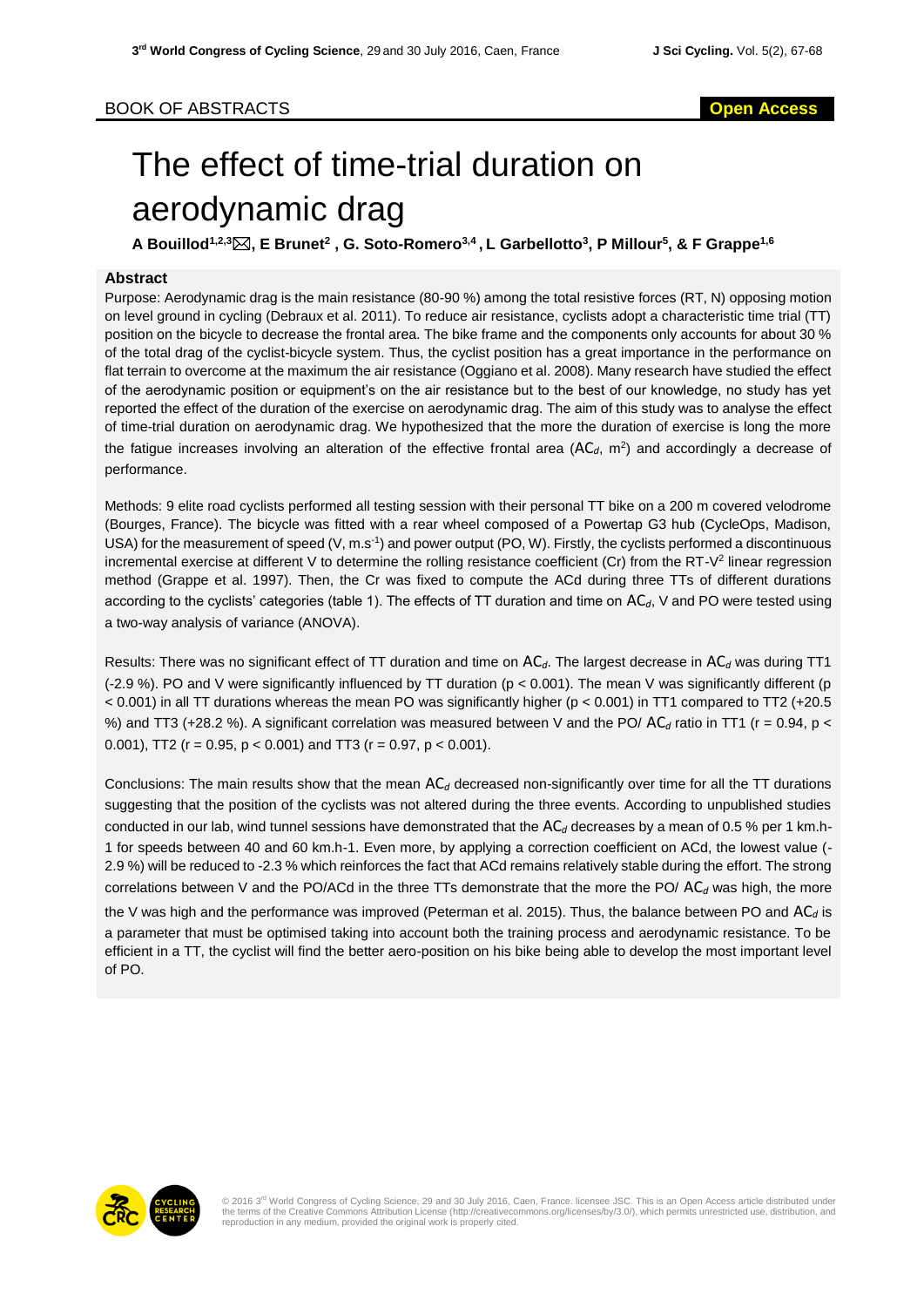BOOK OF ABSTRACTS

**Open Access**

# The effect of time-trial duration on aerodynamic drag

**A Bouillod[1,2,3]✉, E Brunet[2] , G. Soto-Romero[3,4] , L Garbellotto[3], P Millour[5], & F Grappe[1,6]**

## Abstract

Purpose: Aerodynamic drag is the main resistance (80-90 %) among the total resistive forces (RT, N) opposing motion on level ground in cycling (Debraux et al. 2011). To reduce air resistance, cyclists adopt a characteristic time trial (TT) position on the bicycle to decrease the frontal area. The bike frame and the components only accounts for about 30 % of the total drag of the cyclist-bicycle system. Thus, the cyclist position has a great importance in the performance on flat terrain to overcome at the maximum the air resistance (Oggiano et al. 2008). Many research have studied the effect of the aerodynamic position or equipment's on the air resistance but to the best of our knowledge, no study has yet reported the effect of the duration of the exercise on aerodynamic drag. The aim of this study was to analyse the effect of time-trial duration on aerodynamic drag. We hypothesized that the more the duration of exercise is long the more the fatigue increases involving an alteration of the effective frontal area ($AC_d$, $m^2$) and accordingly a decrease of performance.

Methods: 9 elite road cyclists performed all testing session with their personal TT bike on a 200 m covered velodrome (Bourges, France). The bicycle was fitted with a rear wheel composed of a Powertap G3 hub (CycleOps, Madison, USA) for the measurement of speed (V, $m.s^{-1}$) and power output (PO, W). Firstly, the cyclists performed a discontinuous incremental exercise at different V to determine the rolling resistance coefficient (Cr) from the RT-$V^2$ linear regression method (Grappe et al. 1997). Then, the Cr was fixed to compute the ACd during three TTs of different durations according to the cyclists' categories (table 1). The effects of TT duration and time on $AC_d$, V and PO were tested using a two-way analysis of variance (ANOVA).

Results: There was no significant effect of TT duration and time on $AC_d$. The largest decrease in $AC_d$ was during TT1 (-2.9 %). PO and V were significantly influenced by TT duration ($p < 0.001$). The mean V was significantly different ($p < 0.001$) in all TT durations whereas the mean PO was significantly higher ($p < 0.001$) in TT1 compared to TT2 (+20.5 %) and TT3 (+28.2 %). A significant correlation was measured between V and the PO/ $AC_d$ ratio in TT1 ($r = 0.94$, $p < 0.001$), TT2 ($r = 0.95$, $p < 0.001$) and TT3 ($r = 0.97$, $p < 0.001$).

Conclusions: The main results show that the mean $AC_d$ decreased non-significantly over time for all the TT durations suggesting that the position of the cyclists was not altered during the three events. According to unpublished studies conducted in our lab, wind tunnel sessions have demonstrated that the $AC_d$ decreases by a mean of 0.5 % per 1 km.h-1 for speeds between 40 and 60 km.h-1. Even more, by applying a correction coefficient on ACd, the lowest value (-2.9 %) will be reduced to -2.3 % which reinforces the fact that ACd remains relatively stable during the effort. The strong correlations between V and the PO/ACd in the three TTs demonstrate that the more the PO/ $AC_d$ was high, the more the V was high and the performance was improved (Peterman et al. 2015). Thus, the balance between PO and $AC_d$ is a parameter that must be optimised taking into account both the training process and aerodynamic resistance. To be efficient in a TT, the cyclist will find the better aero-position on his bike being able to develop the most important level of PO.

© 2016 3rd World Congress of Cycling Science, 29 and 30 July 2016, Caen, France. licensee JSC. This is an Open Access article distributed under the terms of the Creative Commons Attribution License (http://creativecommons.org/licenses/by/3.0/), which permits unrestricted use, distribution, and reproduction in any medium, provided the original work is properly cited.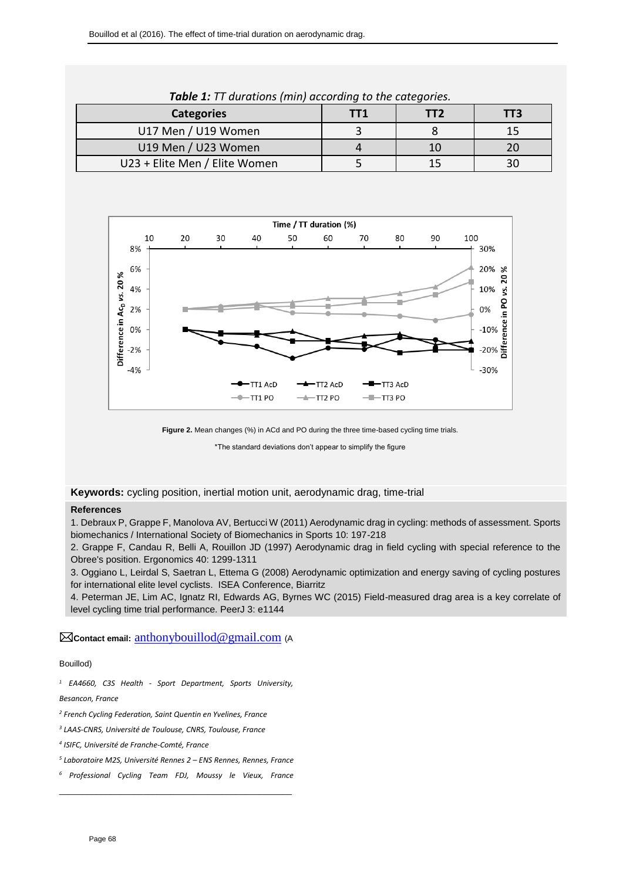***Table 1:** TT durations (min) according to the categories.*

| Categories | TT1 | TT2 | TT3 |
|---|---|---|---|
| U17 Men / U19 Women | 3 | 8 | 15 |
| U19 Men / U23 Women | 4 | 10 | 20 |
| U23 + Elite Men / Elite Women | 5 | 15 | 30 |

Time / TT duration (%)

10 20 30 40 50 60 70 80 90 100

Difference in $AC_D$ *vs.* 20 %

8% 6% 4% 2% 0% -2% -4%

Difference in PO *vs.* 20 %

30% 20% 10% 0% -10% -20% -30%

TT1 AcD TT2 AcD TT3 AcD

TT1 PO TT2 PO TT3 PO

**Figure 2.** Mean changes (%) in ACd and PO during the three time-based cycling time trials.

*The standard deviations don't appear to simplify the figure

**Keywords:** cycling position, inertial motion unit, aerodynamic drag, time-trial

**References**

1. Debraux P, Grappe F, Manolova AV, Bertucci W (2011) Aerodynamic drag in cycling: methods of assessment. Sports biomechanics / International Society of Biomechanics in Sports 10: 197-218
2. Grappe F, Candau R, Belli A, Rouillon JD (1997) Aerodynamic drag in field cycling with special reference to the Obree's position. Ergonomics 40: 1299-1311
3. Oggiano L, Leirdal S, Saetran L, Ettema G (2008) Aerodynamic optimization and energy saving of cycling postures for international elite level cyclists. ISEA Conference, Biarritz
4. Peterman JE, Lim AC, Ignatz RI, Edwards AG, Byrnes WC (2015) Field-measured drag area is a key correlate of level cycling time trial performance. PeerJ 3: e1144

**Contact email:** anthonybouillod@gmail.com (A Bouillod)

*[1] EA4660, C3S Health - Sport Department, Sports University, Besancon, France*

*[2] French Cycling Federation, Saint Quentin en Yvelines, France*

*[3] LAAS-CNRS, Université de Toulouse, CNRS, Toulouse, France*

*[4] ISIFC, Université de Franche-Comté, France*

*[5] Laboratoire M2S, Université Rennes 2 – ENS Rennes, Rennes, France*

*[6] Professional Cycling Team FDJ, Moussy le Vieux, France*